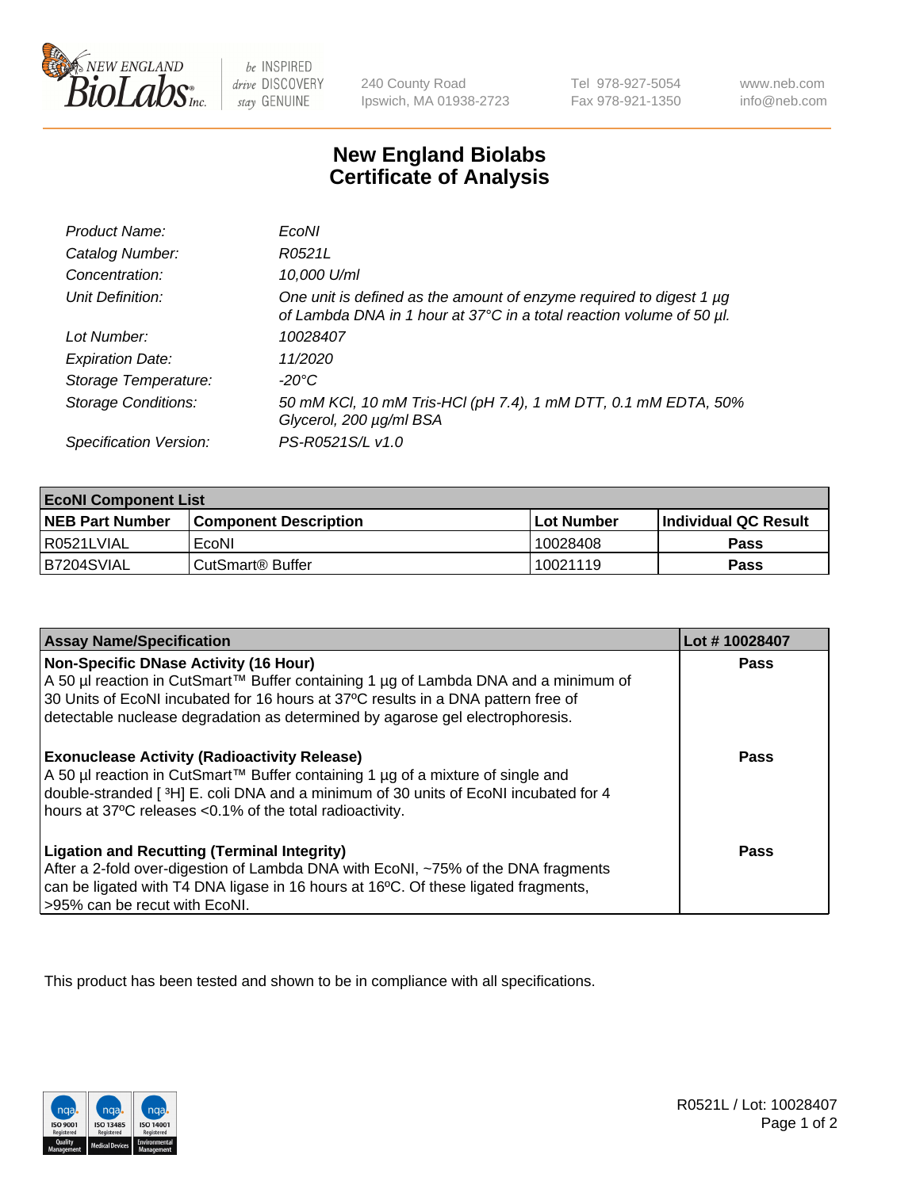New England BioLabs Inc. — be INSPIRED drive DISCOVERY stay GENUINE

240 County Road
Ipswich, MA 01938-2723

Tel 978-927-5054
Fax 978-921-1350

www.neb.com
info@neb.com

# New England Biolabs Certificate of Analysis

| | |
|---|---|
| *Product Name:* | *EcoNI* |
| *Catalog Number:* | *R0521L* |
| *Concentration:* | *10,000 U/ml* |
| *Unit Definition:* | *One unit is defined as the amount of enzyme required to digest 1 µg of Lambda DNA in 1 hour at 37°C in a total reaction volume of 50 µl.* |
| *Lot Number:* | *10028407* |
| *Expiration Date:* | *11/2020* |
| *Storage Temperature:* | *-20°C* |
| *Storage Conditions:* | *50 mM KCl, 10 mM Tris-HCl (pH 7.4), 1 mM DTT, 0.1 mM EDTA, 50% Glycerol, 200 µg/ml BSA* |
| *Specification Version:* | *PS-R0521S/L v1.0* |

| EcoNI Component List | | | |
|---|---|---|---|
| **NEB Part Number** | **Component Description** | **Lot Number** | **Individual QC Result** |
| R0521LVIAL | EcoNI | 10028408 | **Pass** |
| B7204SVIAL | CutSmart® Buffer | 10021119 | **Pass** |

| Assay Name/Specification | Lot # 10028407 |
|---|---|
| **Non-Specific DNase Activity (16 Hour)** A 50 µl reaction in CutSmart™ Buffer containing 1 µg of Lambda DNA and a minimum of 30 Units of EcoNI incubated for 16 hours at 37ºC results in a DNA pattern free of detectable nuclease degradation as determined by agarose gel electrophoresis. | **Pass** |
| **Exonuclease Activity (Radioactivity Release)** A 50 µl reaction in CutSmart™ Buffer containing 1 µg of a mixture of single and double-stranded [ $^{3}$H] E. coli DNA and a minimum of 30 units of EcoNI incubated for 4 hours at 37ºC releases <0.1% of the total radioactivity. | **Pass** |
| **Ligation and Recutting (Terminal Integrity)** After a 2-fold over-digestion of Lambda DNA with EcoNI, ~75% of the DNA fragments can be ligated with T4 DNA ligase in 16 hours at 16ºC. Of these ligated fragments, >95% can be recut with EcoNI. | **Pass** |

This product has been tested and shown to be in compliance with all specifications.

R0521L / Lot: 10028407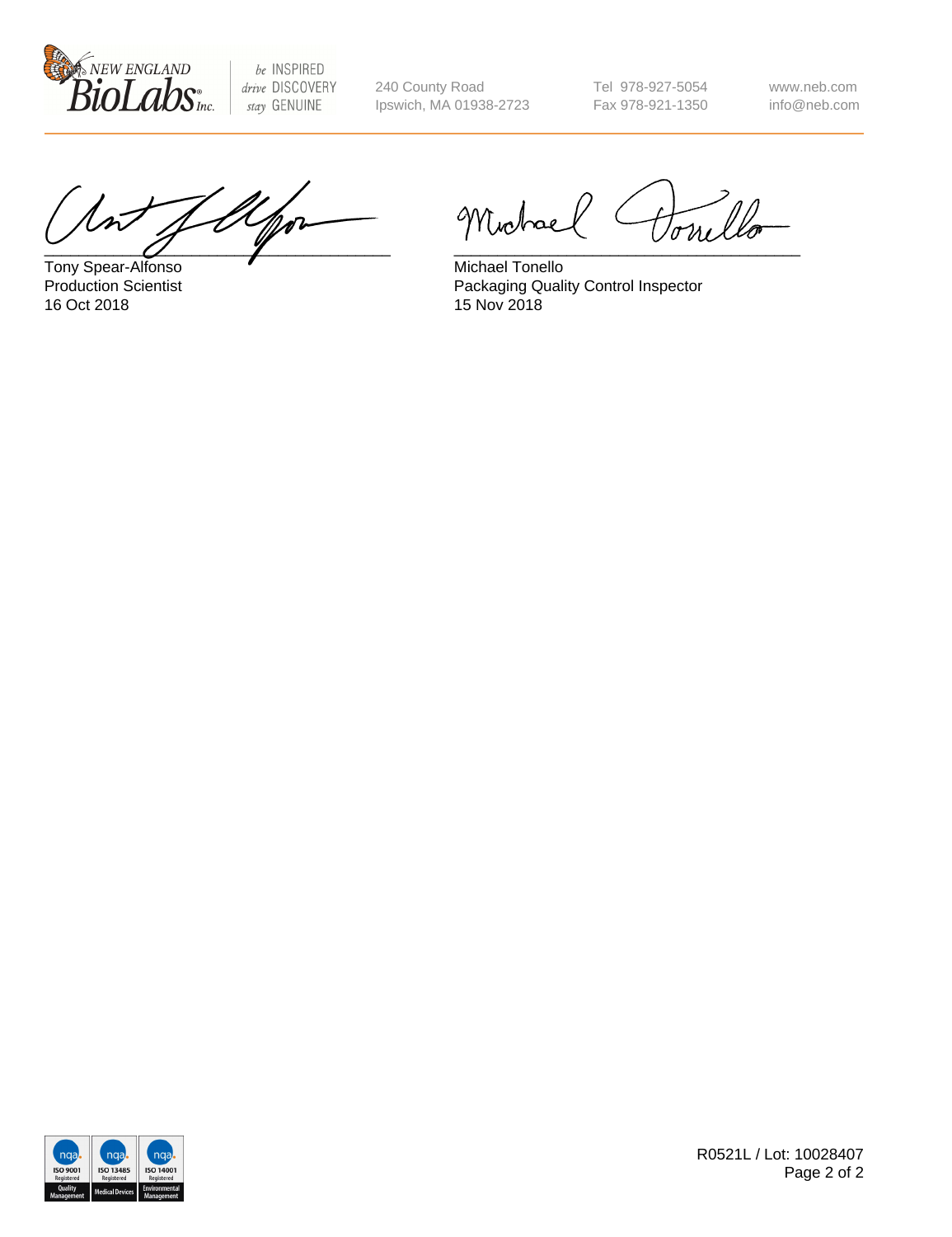Tony Spear-Alfonso
Production Scientist
16 Oct 2018

Michael Tonello
Packaging Quality Control Inspector
15 Nov 2018

R0521L / Lot: 10028407